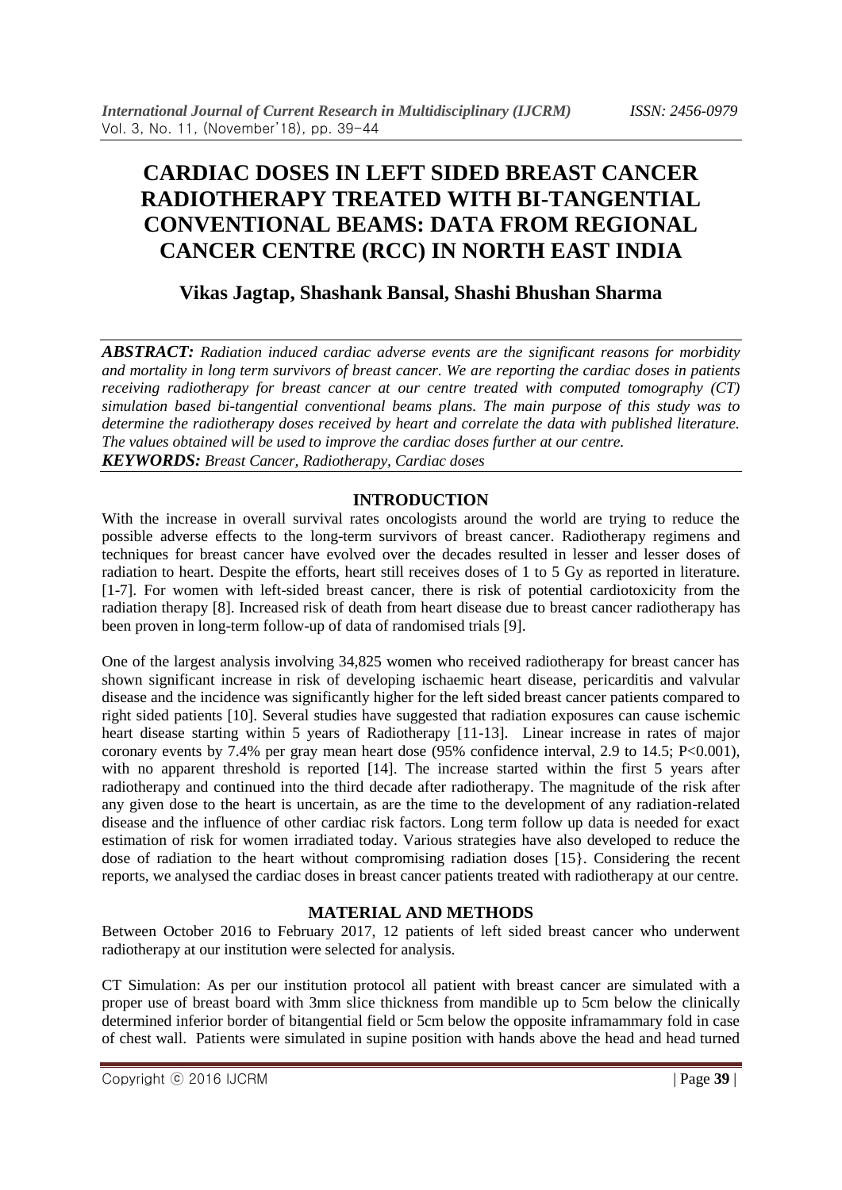# CARDIAC DOSES IN LEFT SIDED BREAST CANCER RADIOTHERAPY TREATED WITH BI-TANGENTIAL CONVENTIONAL BEAMS: DATA FROM REGIONAL CANCER CENTRE (RCC) IN NORTH EAST INDIA

## Vikas Jagtap, Shashank Bansal, Shashi Bhushan Sharma

***ABSTRACT:*** *Radiation induced cardiac adverse events are the significant reasons for morbidity and mortality in long term survivors of breast cancer. We are reporting the cardiac doses in patients receiving radiotherapy for breast cancer at our centre treated with computed tomography (CT) simulation based bi-tangential conventional beams plans. The main purpose of this study was to determine the radiotherapy doses received by heart and correlate the data with published literature. The values obtained will be used to improve the cardiac doses further at our centre.*

***KEYWORDS:*** *Breast Cancer, Radiotherapy, Cardiac doses*

## INTRODUCTION

With the increase in overall survival rates oncologists around the world are trying to reduce the possible adverse effects to the long-term survivors of breast cancer. Radiotherapy regimens and techniques for breast cancer have evolved over the decades resulted in lesser and lesser doses of radiation to heart. Despite the efforts, heart still receives doses of 1 to 5 Gy as reported in literature. [1-7]. For women with left-sided breast cancer, there is risk of potential cardiotoxicity from the radiation therapy [8]. Increased risk of death from heart disease due to breast cancer radiotherapy has been proven in long-term follow-up of data of randomised trials [9].

One of the largest analysis involving 34,825 women who received radiotherapy for breast cancer has shown significant increase in risk of developing ischaemic heart disease, pericarditis and valvular disease and the incidence was significantly higher for the left sided breast cancer patients compared to right sided patients [10]. Several studies have suggested that radiation exposures can cause ischemic heart disease starting within 5 years of Radiotherapy [11-13]. Linear increase in rates of major coronary events by 7.4% per gray mean heart dose (95% confidence interval, 2.9 to 14.5; $P<0.001$), with no apparent threshold is reported [14]. The increase started within the first 5 years after radiotherapy and continued into the third decade after radiotherapy. The magnitude of the risk after any given dose to the heart is uncertain, as are the time to the development of any radiation-related disease and the influence of other cardiac risk factors. Long term follow up data is needed for exact estimation of risk for women irradiated today. Various strategies have also developed to reduce the dose of radiation to the heart without compromising radiation doses [15}. Considering the recent reports, we analysed the cardiac doses in breast cancer patients treated with radiotherapy at our centre.

## MATERIAL AND METHODS

Between October 2016 to February 2017, 12 patients of left sided breast cancer who underwent radiotherapy at our institution were selected for analysis.

CT Simulation: As per our institution protocol all patient with breast cancer are simulated with a proper use of breast board with 3mm slice thickness from mandible up to 5cm below the clinically determined inferior border of bitangential field or 5cm below the opposite inframammary fold in case of chest wall. Patients were simulated in supine position with hands above the head and head turned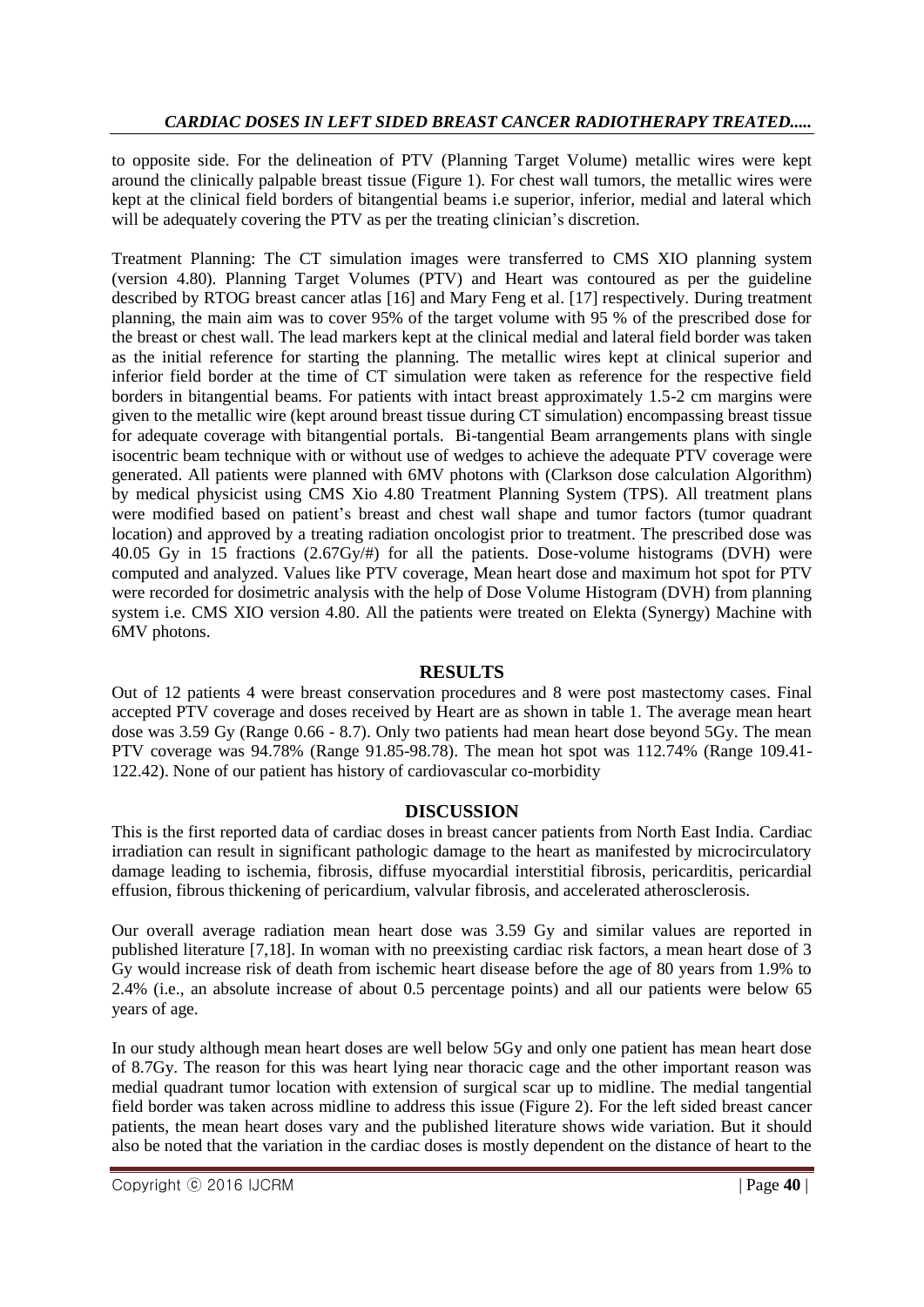to opposite side. For the delineation of PTV (Planning Target Volume) metallic wires were kept around the clinically palpable breast tissue (Figure 1). For chest wall tumors, the metallic wires were kept at the clinical field borders of bitangential beams i.e superior, inferior, medial and lateral which will be adequately covering the PTV as per the treating clinician's discretion.

Treatment Planning: The CT simulation images were transferred to CMS XIO planning system (version 4.80). Planning Target Volumes (PTV) and Heart was contoured as per the guideline described by RTOG breast cancer atlas [16] and Mary Feng et al. [17] respectively. During treatment planning, the main aim was to cover 95% of the target volume with 95 % of the prescribed dose for the breast or chest wall. The lead markers kept at the clinical medial and lateral field border was taken as the initial reference for starting the planning. The metallic wires kept at clinical superior and inferior field border at the time of CT simulation were taken as reference for the respective field borders in bitangential beams. For patients with intact breast approximately 1.5-2 cm margins were given to the metallic wire (kept around breast tissue during CT simulation) encompassing breast tissue for adequate coverage with bitangential portals. Bi-tangential Beam arrangements plans with single isocentric beam technique with or without use of wedges to achieve the adequate PTV coverage were generated. All patients were planned with 6MV photons with (Clarkson dose calculation Algorithm) by medical physicist using CMS Xio 4.80 Treatment Planning System (TPS). All treatment plans were modified based on patient's breast and chest wall shape and tumor factors (tumor quadrant location) and approved by a treating radiation oncologist prior to treatment. The prescribed dose was 40.05 Gy in 15 fractions (2.67Gy/#) for all the patients. Dose-volume histograms (DVH) were computed and analyzed. Values like PTV coverage, Mean heart dose and maximum hot spot for PTV were recorded for dosimetric analysis with the help of Dose Volume Histogram (DVH) from planning system i.e. CMS XIO version 4.80. All the patients were treated on Elekta (Synergy) Machine with 6MV photons.

## RESULTS

Out of 12 patients 4 were breast conservation procedures and 8 were post mastectomy cases. Final accepted PTV coverage and doses received by Heart are as shown in table 1. The average mean heart dose was 3.59 Gy (Range 0.66 - 8.7). Only two patients had mean heart dose beyond 5Gy. The mean PTV coverage was 94.78% (Range 91.85-98.78). The mean hot spot was 112.74% (Range 109.41-122.42). None of our patient has history of cardiovascular co-morbidity

## DISCUSSION

This is the first reported data of cardiac doses in breast cancer patients from North East India. Cardiac irradiation can result in significant pathologic damage to the heart as manifested by microcirculatory damage leading to ischemia, fibrosis, diffuse myocardial interstitial fibrosis, pericarditis, pericardial effusion, fibrous thickening of pericardium, valvular fibrosis, and accelerated atherosclerosis.

Our overall average radiation mean heart dose was 3.59 Gy and similar values are reported in published literature [7,18]. In woman with no preexisting cardiac risk factors, a mean heart dose of 3 Gy would increase risk of death from ischemic heart disease before the age of 80 years from 1.9% to 2.4% (i.e., an absolute increase of about 0.5 percentage points) and all our patients were below 65 years of age.

In our study although mean heart doses are well below 5Gy and only one patient has mean heart dose of 8.7Gy. The reason for this was heart lying near thoracic cage and the other important reason was medial quadrant tumor location with extension of surgical scar up to midline. The medial tangential field border was taken across midline to address this issue (Figure 2). For the left sided breast cancer patients, the mean heart doses vary and the published literature shows wide variation. But it should also be noted that the variation in the cardiac doses is mostly dependent on the distance of heart to the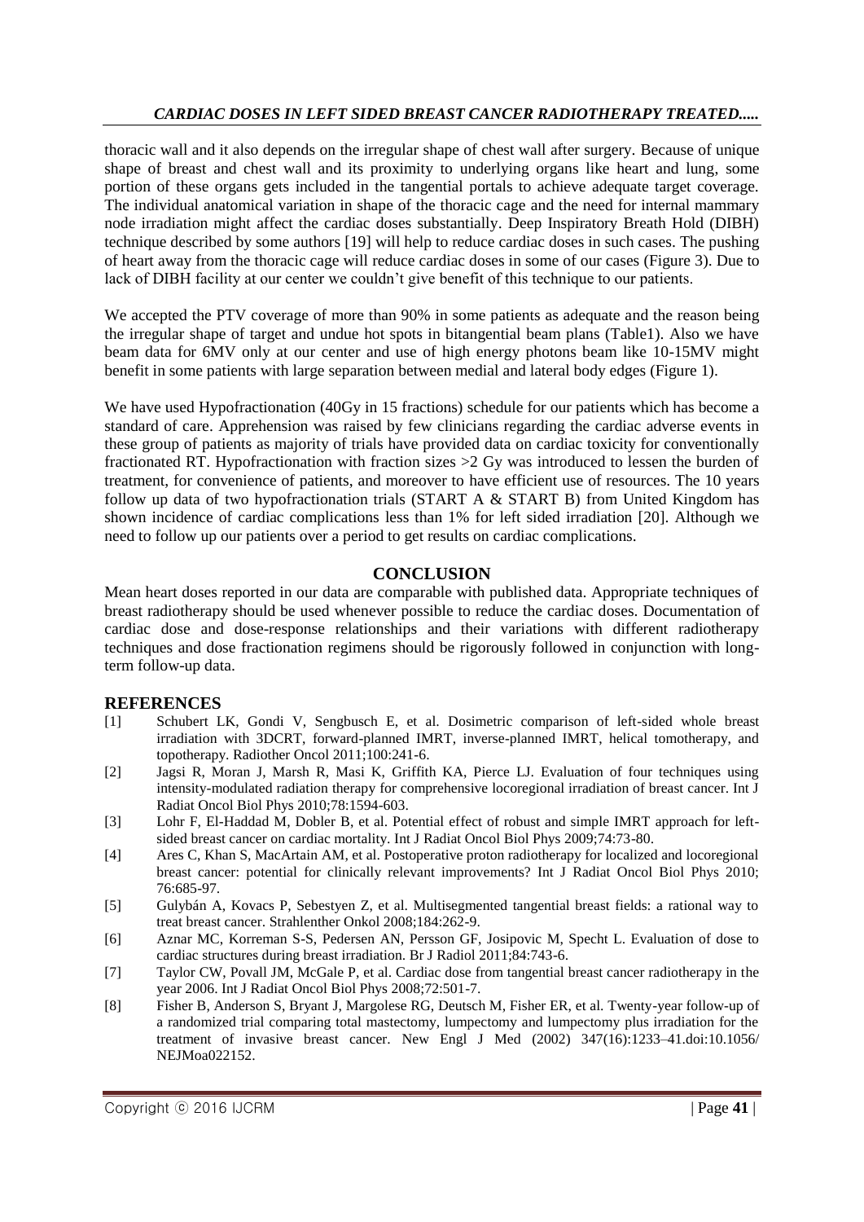thoracic wall and it also depends on the irregular shape of chest wall after surgery. Because of unique shape of breast and chest wall and its proximity to underlying organs like heart and lung, some portion of these organs gets included in the tangential portals to achieve adequate target coverage. The individual anatomical variation in shape of the thoracic cage and the need for internal mammary node irradiation might affect the cardiac doses substantially. Deep Inspiratory Breath Hold (DIBH) technique described by some authors [19] will help to reduce cardiac doses in such cases. The pushing of heart away from the thoracic cage will reduce cardiac doses in some of our cases (Figure 3). Due to lack of DIBH facility at our center we couldn't give benefit of this technique to our patients.

We accepted the PTV coverage of more than 90% in some patients as adequate and the reason being the irregular shape of target and undue hot spots in bitangential beam plans (Table1). Also we have beam data for 6MV only at our center and use of high energy photons beam like 10-15MV might benefit in some patients with large separation between medial and lateral body edges (Figure 1).

We have used Hypofractionation (40Gy in 15 fractions) schedule for our patients which has become a standard of care. Apprehension was raised by few clinicians regarding the cardiac adverse events in these group of patients as majority of trials have provided data on cardiac toxicity for conventionally fractionated RT. Hypofractionation with fraction sizes >2 Gy was introduced to lessen the burden of treatment, for convenience of patients, and moreover to have efficient use of resources. The 10 years follow up data of two hypofractionation trials (START A & START B) from United Kingdom has shown incidence of cardiac complications less than 1% for left sided irradiation [20]. Although we need to follow up our patients over a period to get results on cardiac complications.

## CONCLUSION

Mean heart doses reported in our data are comparable with published data. Appropriate techniques of breast radiotherapy should be used whenever possible to reduce the cardiac doses. Documentation of cardiac dose and dose-response relationships and their variations with different radiotherapy techniques and dose fractionation regimens should be rigorously followed in conjunction with long-term follow-up data.

## REFERENCES

[1] Schubert LK, Gondi V, Sengbusch E, et al. Dosimetric comparison of left-sided whole breast irradiation with 3DCRT, forward-planned IMRT, inverse-planned IMRT, helical tomotherapy, and topotherapy. Radiother Oncol 2011;100:241-6.

[2] Jagsi R, Moran J, Marsh R, Masi K, Griffith KA, Pierce LJ. Evaluation of four techniques using intensity-modulated radiation therapy for comprehensive locoregional irradiation of breast cancer. Int J Radiat Oncol Biol Phys 2010;78:1594-603.

[3] Lohr F, El-Haddad M, Dobler B, et al. Potential effect of robust and simple IMRT approach for left-sided breast cancer on cardiac mortality. Int J Radiat Oncol Biol Phys 2009;74:73-80.

[4] Ares C, Khan S, MacArtain AM, et al. Postoperative proton radiotherapy for localized and locoregional breast cancer: potential for clinically relevant improvements? Int J Radiat Oncol Biol Phys 2010; 76:685-97.

[5] Gulybán A, Kovacs P, Sebestyen Z, et al. Multisegmented tangential breast fields: a rational way to treat breast cancer. Strahlenther Onkol 2008;184:262-9.

[6] Aznar MC, Korreman S-S, Pedersen AN, Persson GF, Josipovic M, Specht L. Evaluation of dose to cardiac structures during breast irradiation. Br J Radiol 2011;84:743-6.

[7] Taylor CW, Povall JM, McGale P, et al. Cardiac dose from tangential breast cancer radiotherapy in the year 2006. Int J Radiat Oncol Biol Phys 2008;72:501-7.

[8] Fisher B, Anderson S, Bryant J, Margolese RG, Deutsch M, Fisher ER, et al. Twenty-year follow-up of a randomized trial comparing total mastectomy, lumpectomy and lumpectomy plus irradiation for the treatment of invasive breast cancer. New Engl J Med (2002) 347(16):1233–41.doi:10.1056/ NEJMoa022152.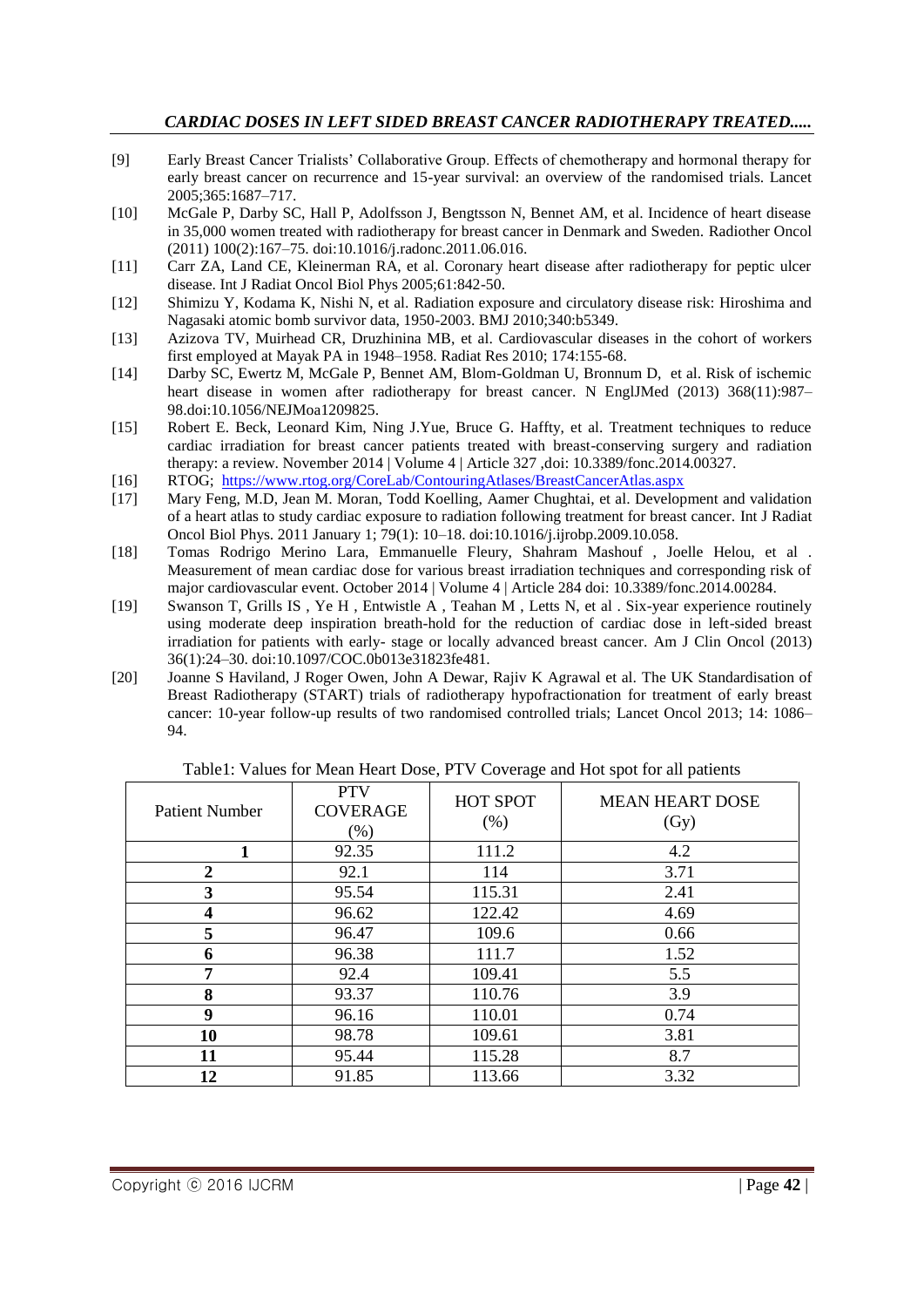[9] Early Breast Cancer Trialists' Collaborative Group. Effects of chemotherapy and hormonal therapy for early breast cancer on recurrence and 15-year survival: an overview of the randomised trials. Lancet 2005;365:1687–717.

[10] McGale P, Darby SC, Hall P, Adolfsson J, Bengtsson N, Bennet AM, et al. Incidence of heart disease in 35,000 women treated with radiotherapy for breast cancer in Denmark and Sweden. Radiother Oncol (2011) 100(2):167–75. doi:10.1016/j.radonc.2011.06.016.

[11] Carr ZA, Land CE, Kleinerman RA, et al. Coronary heart disease after radiotherapy for peptic ulcer disease. Int J Radiat Oncol Biol Phys 2005;61:842-50.

[12] Shimizu Y, Kodama K, Nishi N, et al. Radiation exposure and circulatory disease risk: Hiroshima and Nagasaki atomic bomb survivor data, 1950-2003. BMJ 2010;340:b5349.

[13] Azizova TV, Muirhead CR, Druzhinina MB, et al. Cardiovascular diseases in the cohort of workers first employed at Mayak PA in 1948–1958. Radiat Res 2010; 174:155-68.

[14] Darby SC, Ewertz M, McGale P, Bennet AM, Blom-Goldman U, Bronnum D, et al. Risk of ischemic heart disease in women after radiotherapy for breast cancer. N EnglJMed (2013) 368(11):987–98.doi:10.1056/NEJMoa1209825.

[15] Robert E. Beck, Leonard Kim, Ning J.Yue, Bruce G. Haffty, et al. Treatment techniques to reduce cardiac irradiation for breast cancer patients treated with breast-conserving surgery and radiation therapy: a review. November 2014 | Volume 4 | Article 327 ,doi: 10.3389/fonc.2014.00327.

[16] RTOG; https://www.rtog.org/CoreLab/ContouringAtlases/BreastCancerAtlas.aspx

[17] Mary Feng, M.D, Jean M. Moran, Todd Koelling, Aamer Chughtai, et al. Development and validation of a heart atlas to study cardiac exposure to radiation following treatment for breast cancer. Int J Radiat Oncol Biol Phys. 2011 January 1; 79(1): 10–18. doi:10.1016/j.ijrobp.2009.10.058.

[18] Tomas Rodrigo Merino Lara, Emmanuelle Fleury, Shahram Mashouf , Joelle Helou, et al . Measurement of mean cardiac dose for various breast irradiation techniques and corresponding risk of major cardiovascular event. October 2014 | Volume 4 | Article 284 doi: 10.3389/fonc.2014.00284.

[19] Swanson T, Grills IS , Ye H , Entwistle A , Teahan M , Letts N, et al . Six-year experience routinely using moderate deep inspiration breath-hold for the reduction of cardiac dose in left-sided breast irradiation for patients with early- stage or locally advanced breast cancer. Am J Clin Oncol (2013) 36(1):24–30. doi:10.1097/COC.0b013e31823fe481.

[20] Joanne S Haviland, J Roger Owen, John A Dewar, Rajiv K Agrawal et al. The UK Standardisation of Breast Radiotherapy (START) trials of radiotherapy hypofractionation for treatment of early breast cancer: 10-year follow-up results of two randomised controlled trials; Lancet Oncol 2013; 14: 1086–94.

Table1: Values for Mean Heart Dose, PTV Coverage and Hot spot for all patients

| Patient Number | PTV COVERAGE (%) | HOT SPOT (%) | MEAN HEART DOSE (Gy) |
|---|---|---|---|
| **1** | 92.35 | 111.2 | 4.2 |
| **2** | 92.1 | 114 | 3.71 |
| **3** | 95.54 | 115.31 | 2.41 |
| **4** | 96.62 | 122.42 | 4.69 |
| **5** | 96.47 | 109.6 | 0.66 |
| **6** | 96.38 | 111.7 | 1.52 |
| **7** | 92.4 | 109.41 | 5.5 |
| **8** | 93.37 | 110.76 | 3.9 |
| **9** | 96.16 | 110.01 | 0.74 |
| **10** | 98.78 | 109.61 | 3.81 |
| **11** | 95.44 | 115.28 | 8.7 |
| **12** | 91.85 | 113.66 | 3.32 |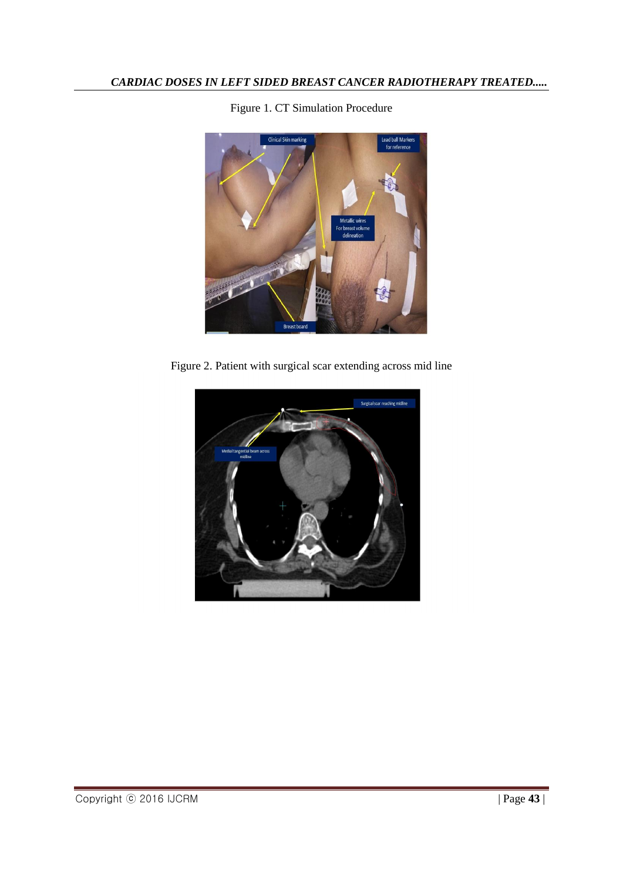Figure 1. CT Simulation Procedure

Figure 2. Patient with surgical scar extending across mid line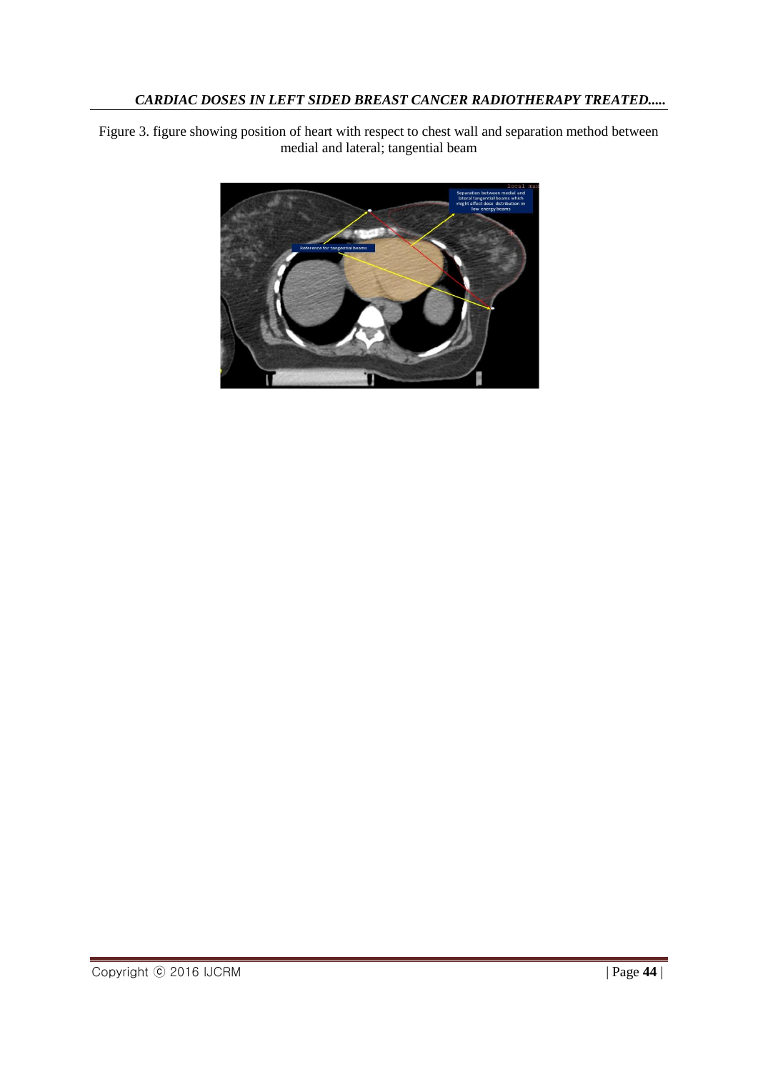Figure 3. figure showing position of heart with respect to chest wall and separation method between medial and lateral; tangential beam